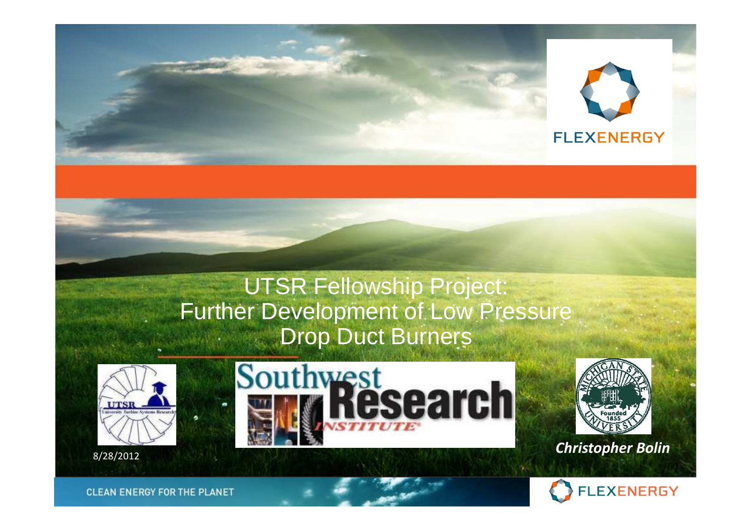# UTSR Fellowship Project: Further Development of Low Pressure Drop Duct Burners

8/28/2012

***Christopher Bolin***

CLEAN ENERGY FOR THE PLANET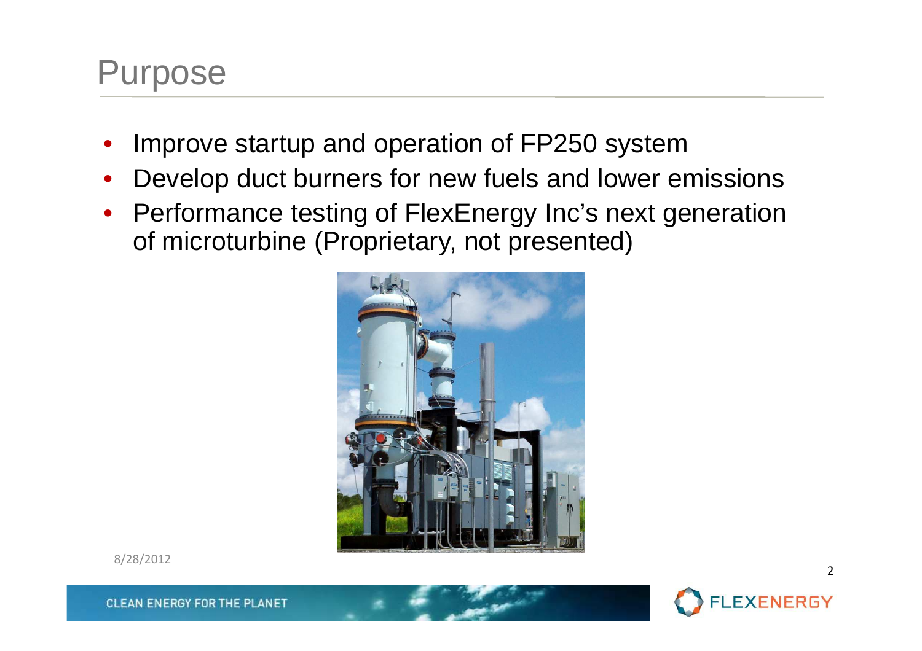# Purpose

- Improve startup and operation of FP250 system
- Develop duct burners for new fuels and lower emissions
- Performance testing of FlexEnergy Inc's next generation of microturbine (Proprietary, not presented)

8/28/2012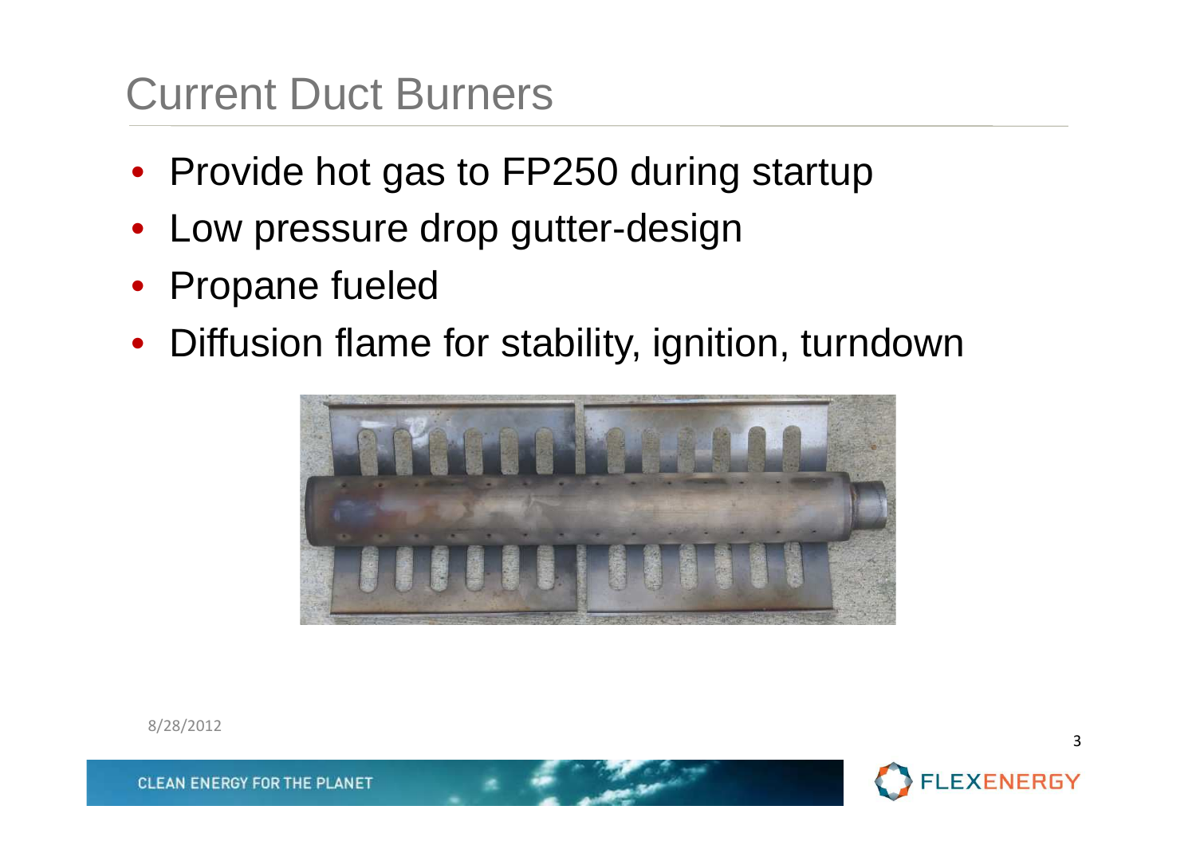# Current Duct Burners

- Provide hot gas to FP250 during startup
- Low pressure drop gutter-design
- Propane fueled
- Diffusion flame for stability, ignition, turndown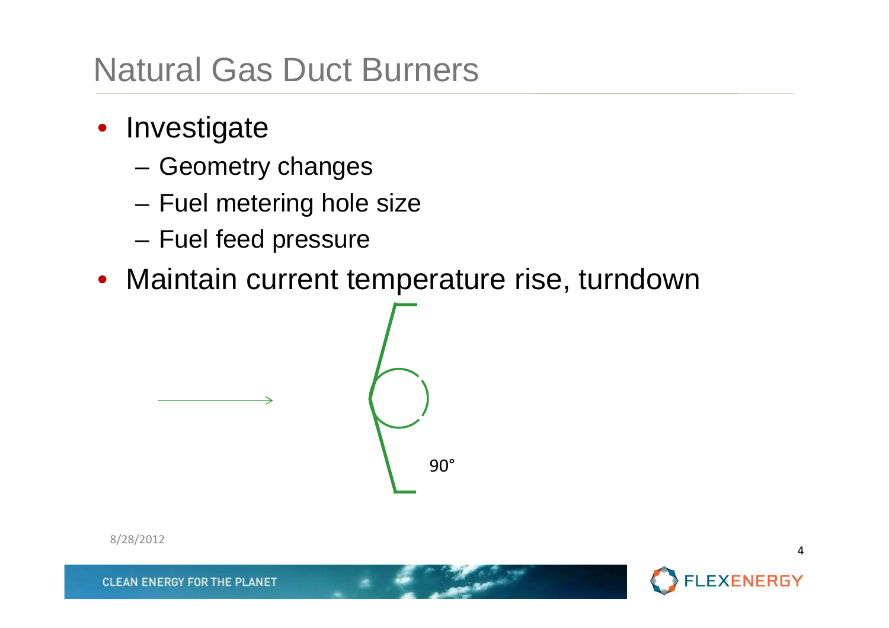# Natural Gas Duct Burners

- Investigate
  - Geometry changes
  - Fuel metering hole size
  - Fuel feed pressure
- Maintain current temperature rise, turndown

90°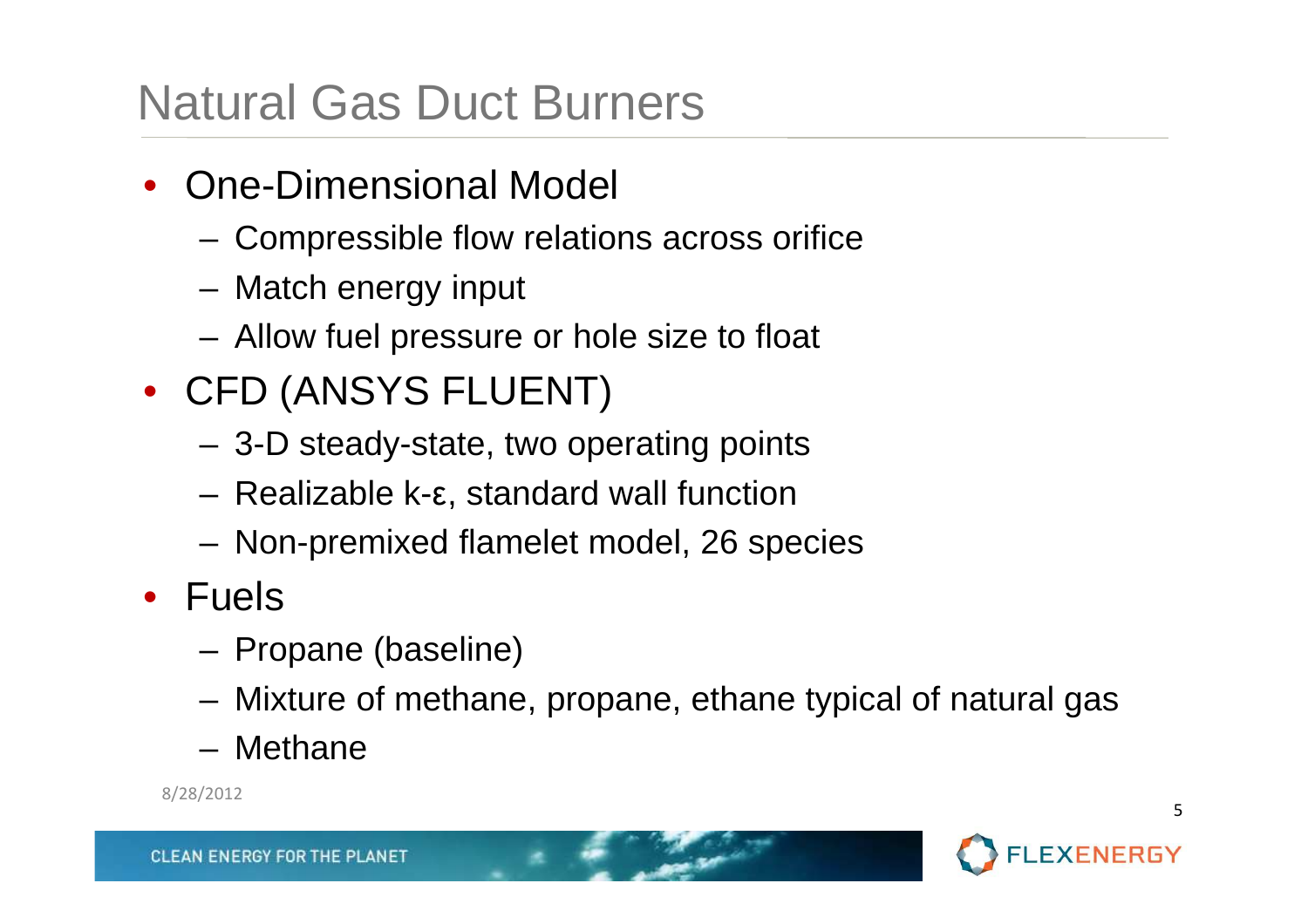# Natural Gas Duct Burners

- One-Dimensional Model
  - Compressible flow relations across orifice
  - Match energy input
  - Allow fuel pressure or hole size to float
- CFD (ANSYS FLUENT)
  - 3-D steady-state, two operating points
  - Realizable k-ε, standard wall function
  - Non-premixed flamelet model, 26 species
- Fuels
  - Propane (baseline)
  - Mixture of methane, propane, ethane typical of natural gas
  - Methane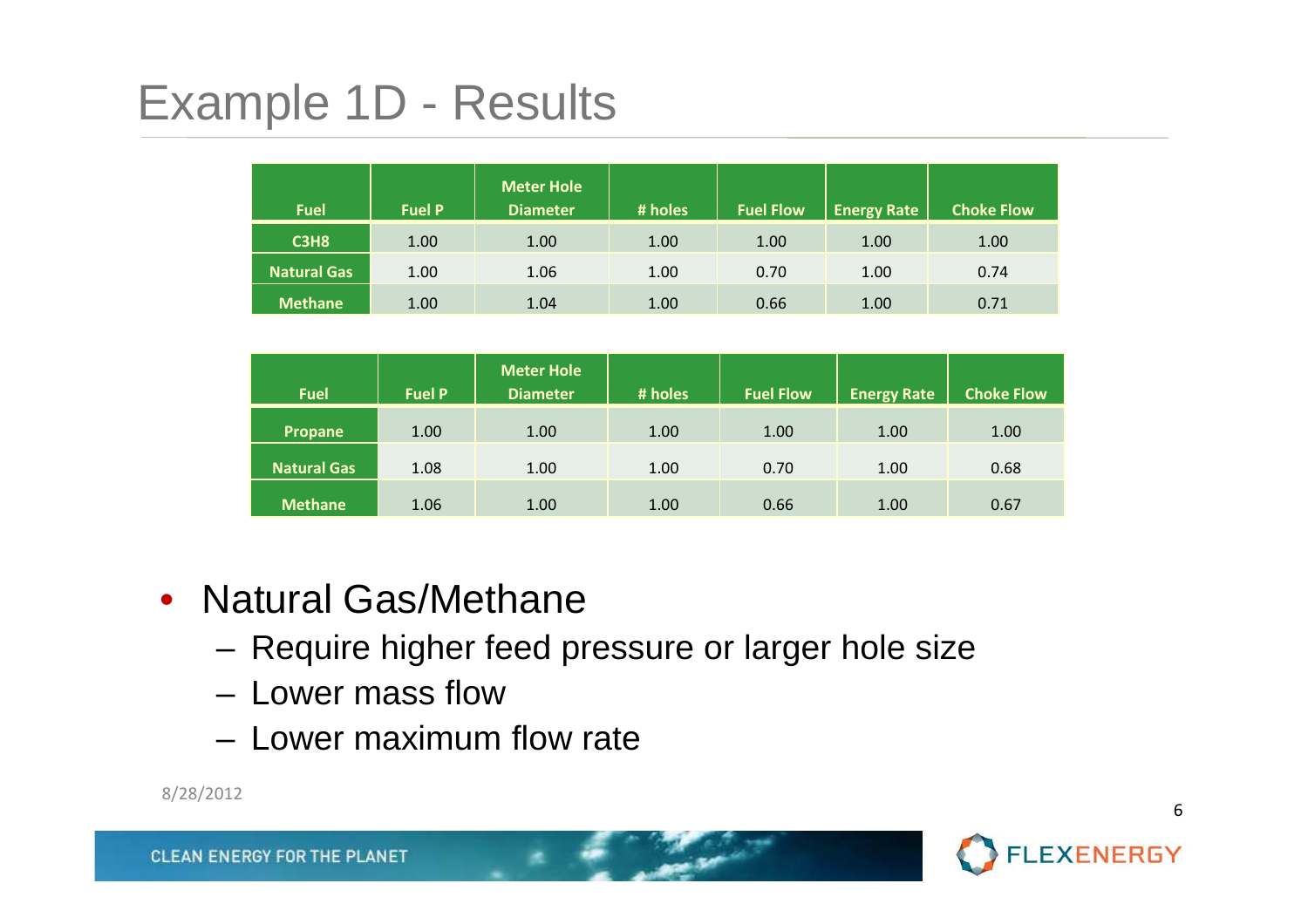# Example 1D - Results

| Fuel | Fuel P | Meter Hole Diameter | # holes | Fuel Flow | Energy Rate | Choke Flow |
|---|---|---|---|---|---|---|
| $C_3H_8$ | 1.00 | 1.00 | 1.00 | 1.00 | 1.00 | 1.00 |
| Natural Gas | 1.00 | 1.06 | 1.00 | 0.70 | 1.00 | 0.74 |
| Methane | 1.00 | 1.04 | 1.00 | 0.66 | 1.00 | 0.71 |

| Fuel | Fuel P | Meter Hole Diameter | # holes | Fuel Flow | Energy Rate | Choke Flow |
|---|---|---|---|---|---|---|
| Propane | 1.00 | 1.00 | 1.00 | 1.00 | 1.00 | 1.00 |
| Natural Gas | 1.08 | 1.00 | 1.00 | 0.70 | 1.00 | 0.68 |
| Methane | 1.06 | 1.00 | 1.00 | 0.66 | 1.00 | 0.67 |

- Natural Gas/Methane
  - Require higher feed pressure or larger hole size
  - Lower mass flow
  - Lower maximum flow rate

8/28/2012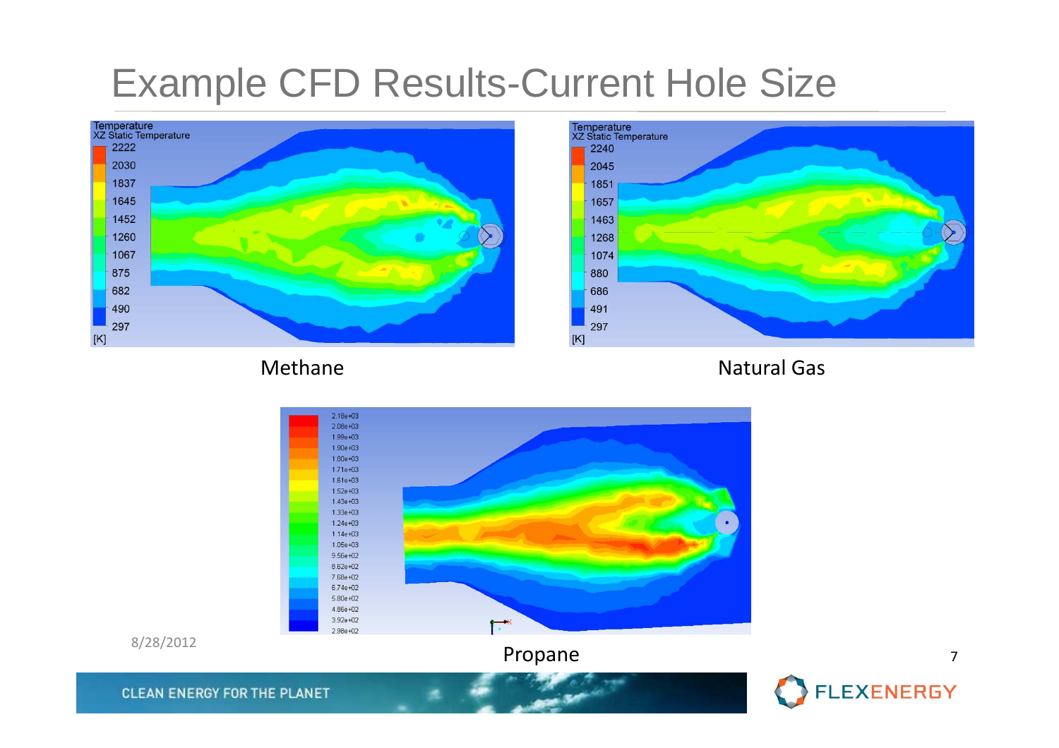# Example CFD Results-Current Hole Size

Temperature
XZ Static Temperature
2222
2030
1837
1645
1452
1260
1067
875
682
490
297
[K]

Methane

Temperature
XZ Static Temperature
2240
2045
1851
1657
1463
1268
1074
880
686
491
297
[K]

Natural Gas

2.18e+03
2.08e+03
1.99e+03
1.90e+03
1.80e+03
1.71e+03
1.61e+03
1.52e+03
1.43e+03
1.33e+03
1.24e+03
1.14e+03
1.05e+03
9.56e+02
8.62e+02
7.68e+02
6.74e+02
5.80e+02
4.86e+02
3.92e+02
2.98e+02

Propane

8/28/2012

CLEAN ENERGY FOR THE PLANET

FLEXENERGY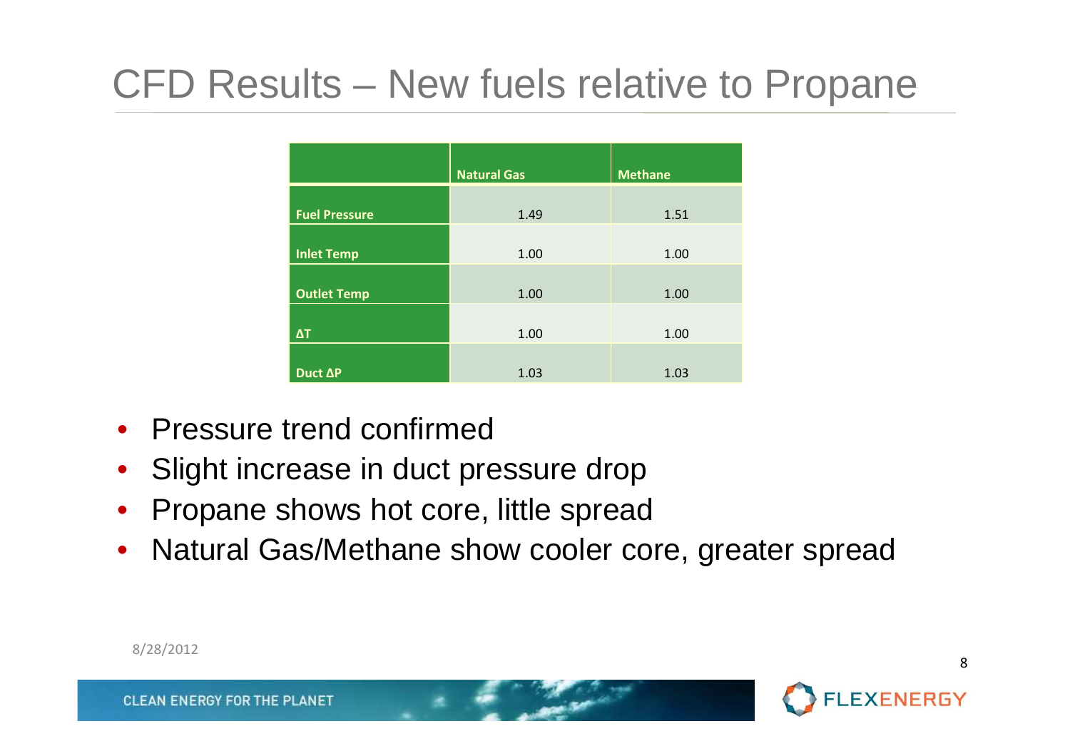# CFD Results – New fuels relative to Propane

| | Natural Gas | Methane |
|---|---|---|
| Fuel Pressure | 1.49 | 1.51 |
| Inlet Temp | 1.00 | 1.00 |
| Outlet Temp | 1.00 | 1.00 |
| ΔT | 1.00 | 1.00 |
| Duct ΔP | 1.03 | 1.03 |

- Pressure trend confirmed
- Slight increase in duct pressure drop
- Propane shows hot core, little spread
- Natural Gas/Methane show cooler core, greater spread

8/28/2012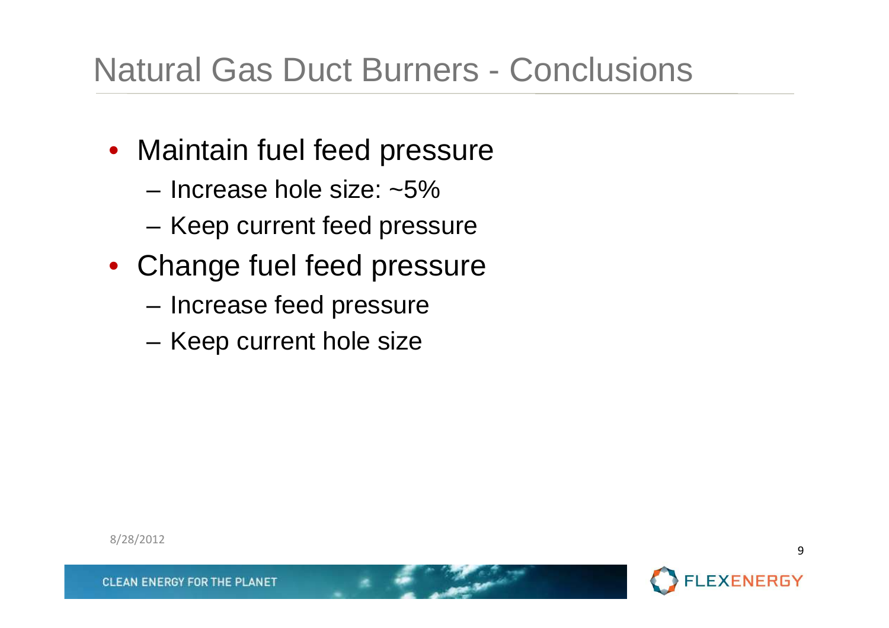# Natural Gas Duct Burners - Conclusions

- Maintain fuel feed pressure
  - Increase hole size: ~5%
  - Keep current feed pressure
- Change fuel feed pressure
  - Increase feed pressure
  - Keep current hole size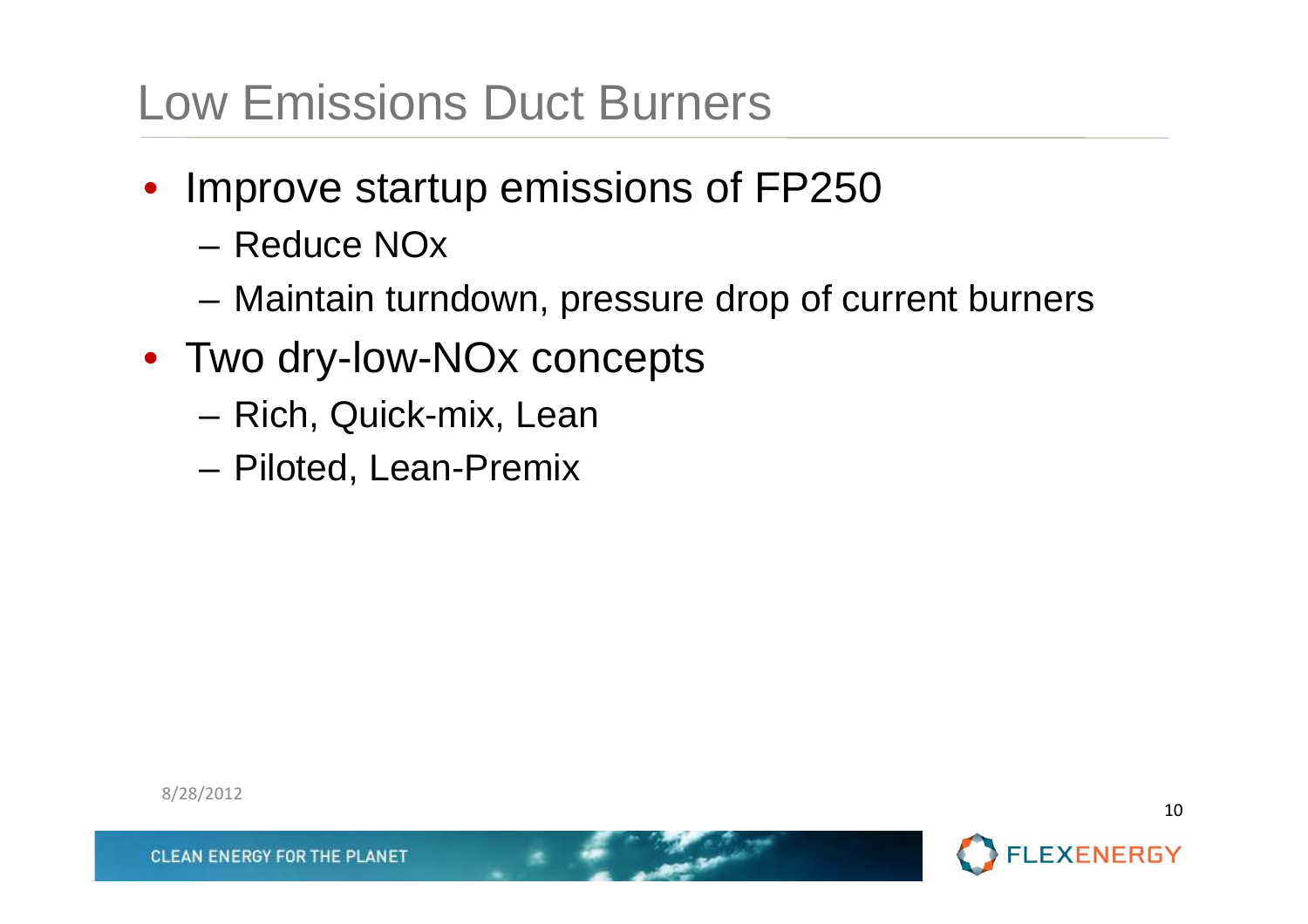# Low Emissions Duct Burners

- Improve startup emissions of FP250
  - Reduce NOx
  - Maintain turndown, pressure drop of current burners
- Two dry-low-NOx concepts
  - Rich, Quick-mix, Lean
  - Piloted, Lean-Premix

8/28/2012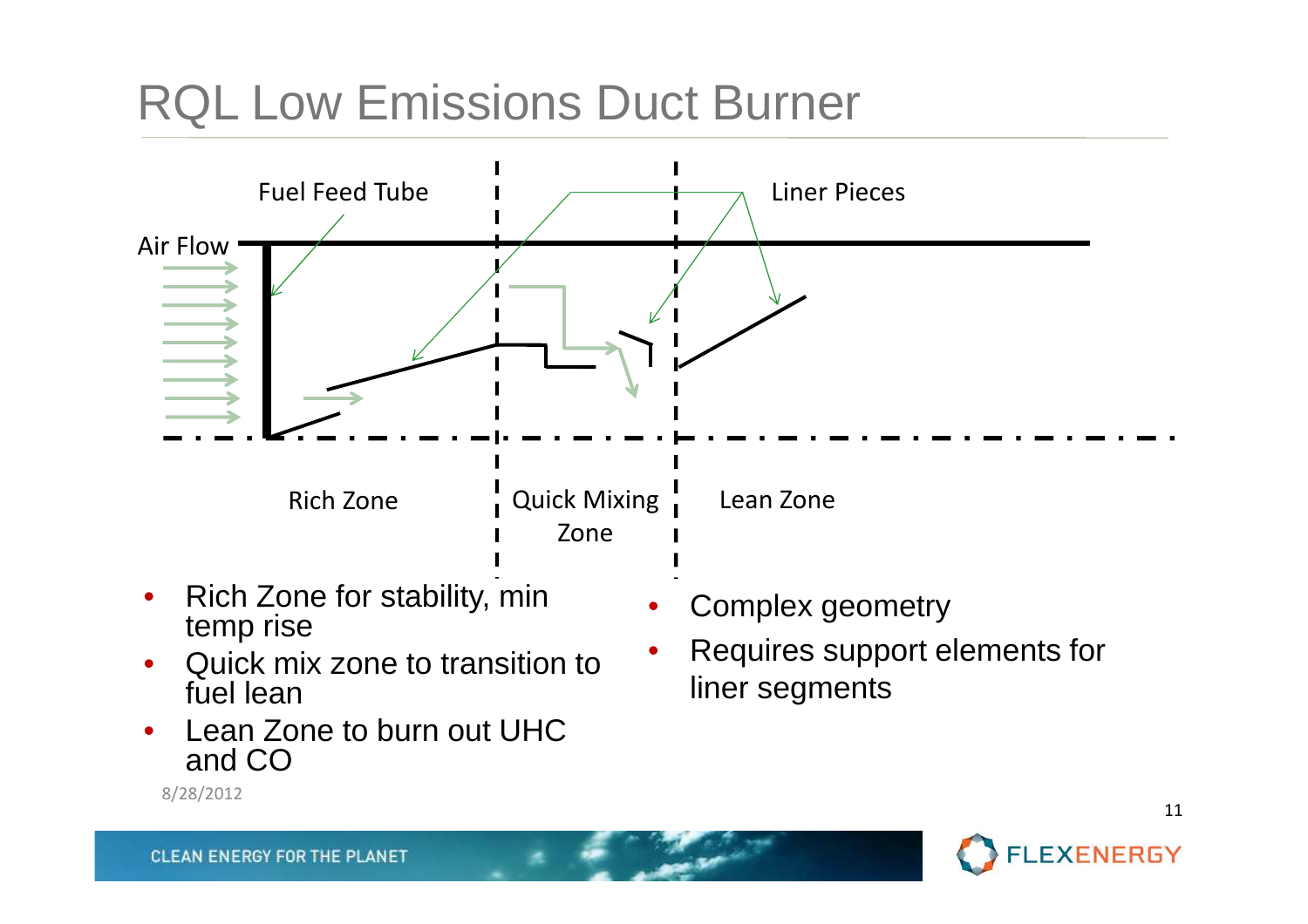# RQL Low Emissions Duct Burner

Fuel Feed Tube

Liner Pieces

Air Flow

Rich Zone

Quick Mixing Zone

Lean Zone

- Rich Zone for stability, min temp rise
- Quick mix zone to transition to fuel lean
- Lean Zone to burn out UHC and CO

- Complex geometry
- Requires support elements for liner segments

8/28/2012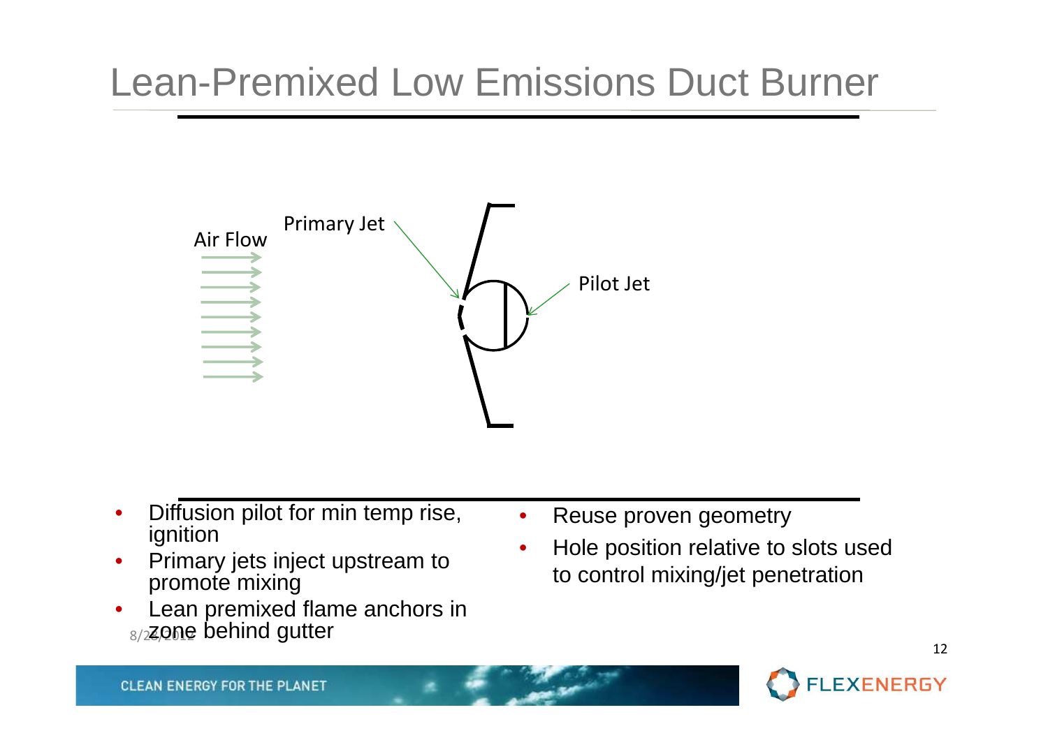# Lean-Premixed Low Emissions Duct Burner

Air Flow

Primary Jet

Pilot Jet

- Diffusion pilot for min temp rise, ignition
- Primary jets inject upstream to promote mixing
- Lean premixed flame anchors in zone behind gutter
- Reuse proven geometry
- Hole position relative to slots used to control mixing/jet penetration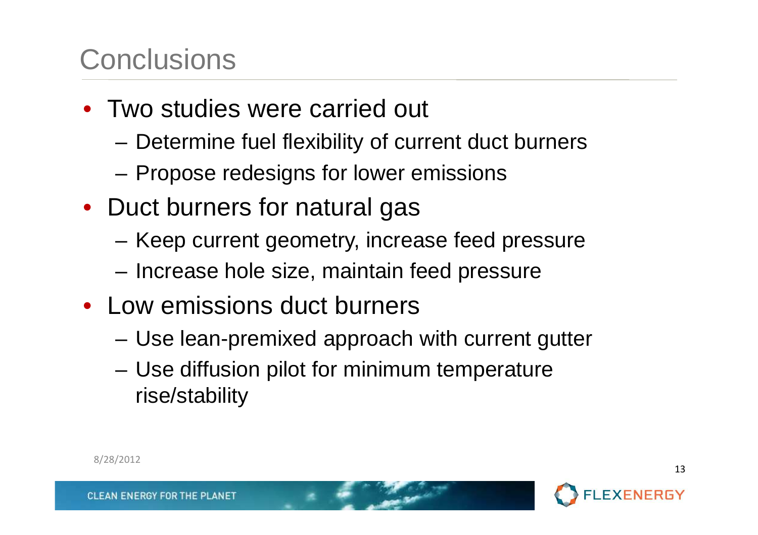# Conclusions

- Two studies were carried out
  - Determine fuel flexibility of current duct burners
  - Propose redesigns for lower emissions
- Duct burners for natural gas
  - Keep current geometry, increase feed pressure
  - Increase hole size, maintain feed pressure
- Low emissions duct burners
  - Use lean-premixed approach with current gutter
  - Use diffusion pilot for minimum temperature rise/stability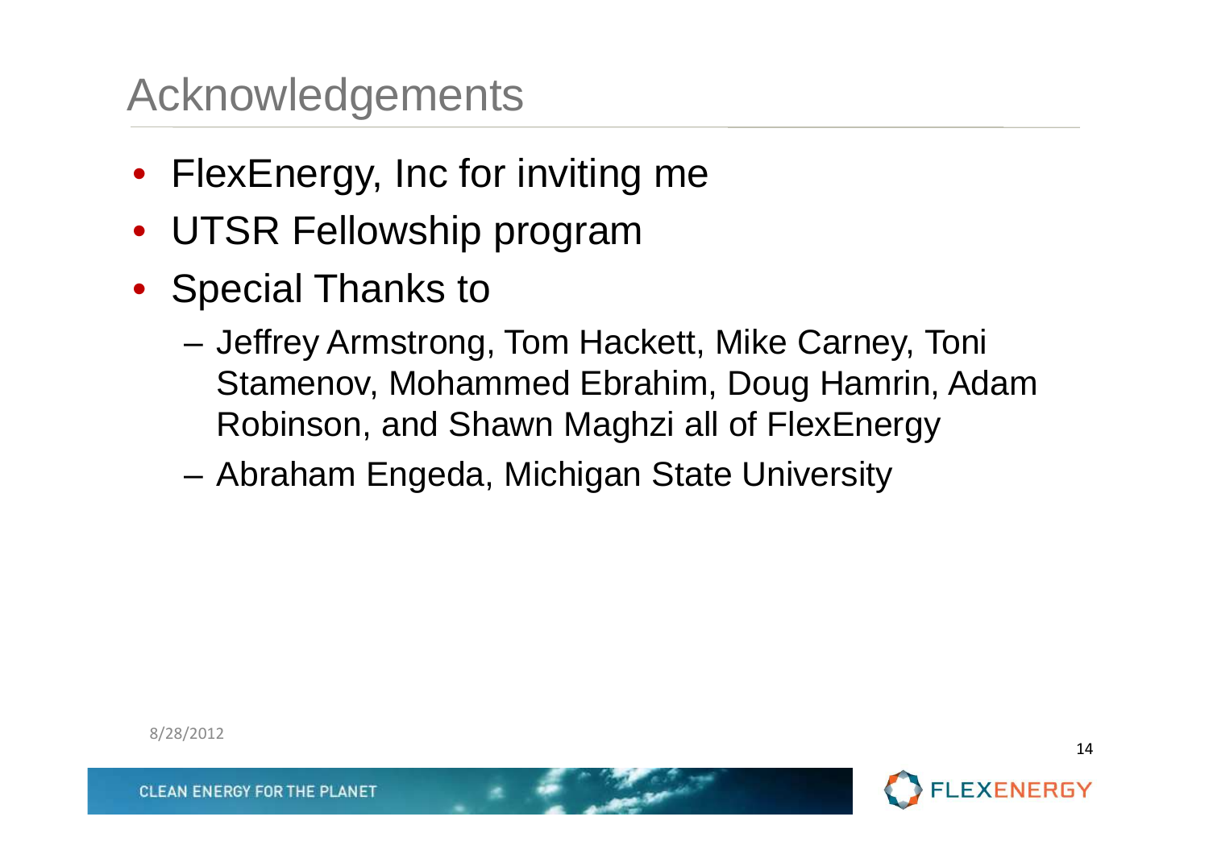# Acknowledgements

- FlexEnergy, Inc for inviting me
- UTSR Fellowship program
- Special Thanks to
  - Jeffrey Armstrong, Tom Hackett, Mike Carney, Toni Stamenov, Mohammed Ebrahim, Doug Hamrin, Adam Robinson, and Shawn Maghzi all of FlexEnergy
  - Abraham Engeda, Michigan State University

8/28/2012

CLEAN ENERGY FOR THE PLANET

FLEXENERGY